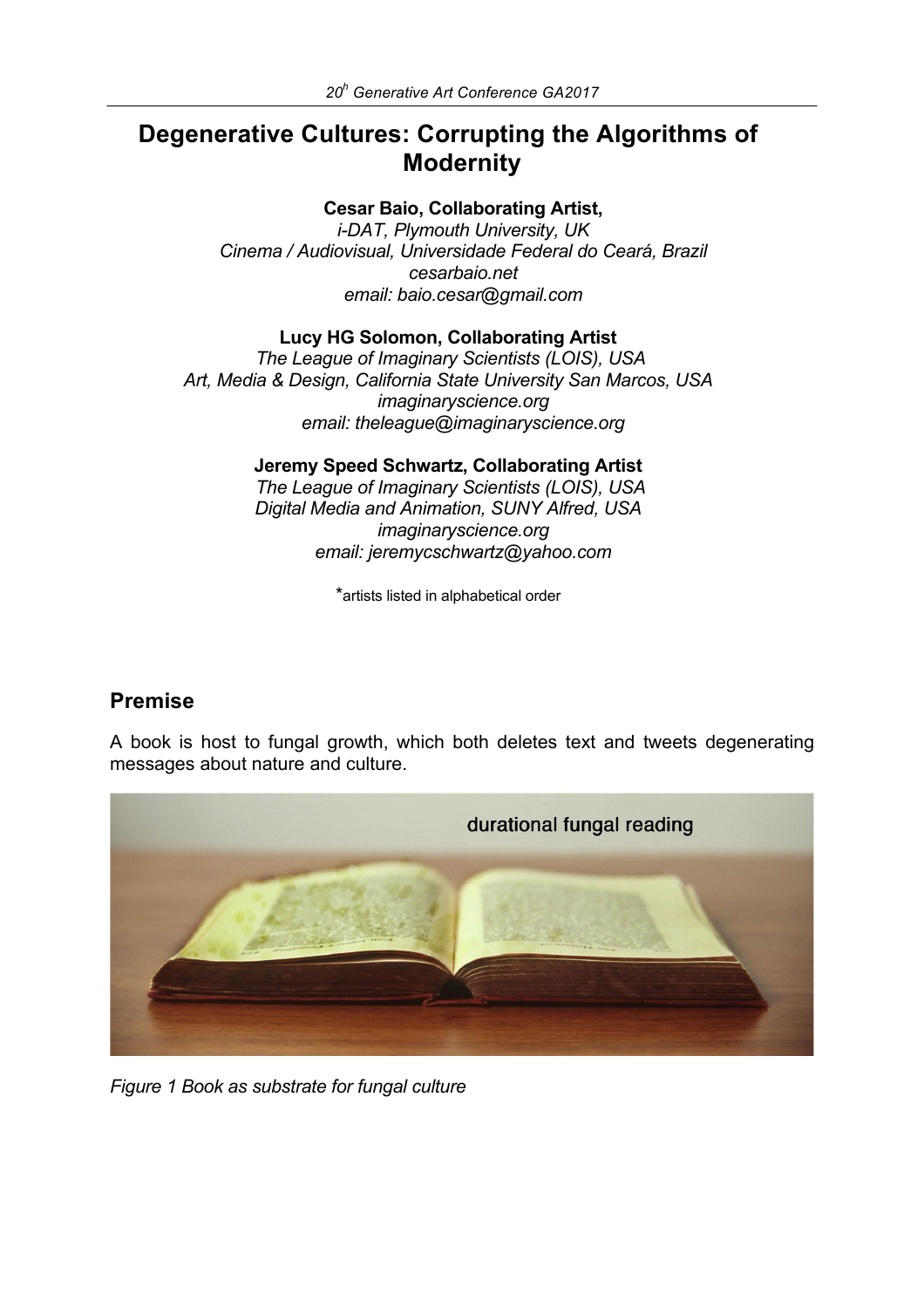# Degenerative Cultures: Corrupting the Algorithms of Modernity

**Cesar Baio, Collaborating Artist,**
*i-DAT, Plymouth University, UK*
*Cinema / Audiovisual, Universidade Federal do Ceará, Brazil*
*cesarbaio.net*
*email: baio.cesar@gmail.com*

**Lucy HG Solomon, Collaborating Artist**
*The League of Imaginary Scientists (LOIS), USA*
*Art, Media & Design, California State University San Marcos, USA*
*imaginaryscience.org*
*email: theleague@imaginaryscience.org*

**Jeremy Speed Schwartz, Collaborating Artist**
*The League of Imaginary Scientists (LOIS), USA*
*Digital Media and Animation, SUNY Alfred, USA*
*imaginaryscience.org*
*email: jeremycschwartz@yahoo.com*

*artists listed in alphabetical order

## Premise

A book is host to fungal growth, which both deletes text and tweets degenerating messages about nature and culture.

*Figure 1 Book as substrate for fungal culture*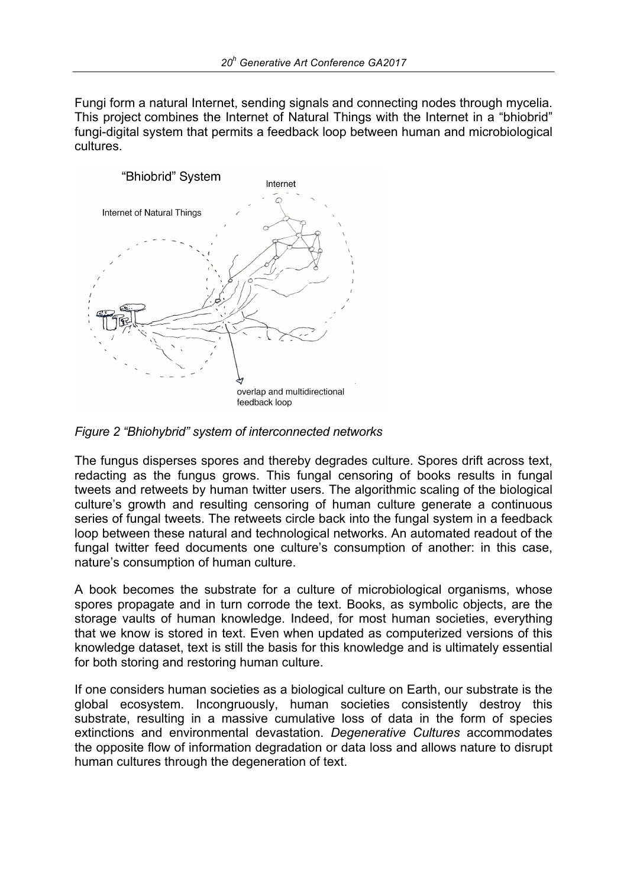Fungi form a natural Internet, sending signals and connecting nodes through mycelia. This project combines the Internet of Natural Things with the Internet in a "bhiobrid" fungi-digital system that permits a feedback loop between human and microbiological cultures.

*Figure 2 "Bhiohybrid" system of interconnected networks*

The fungus disperses spores and thereby degrades culture. Spores drift across text, redacting as the fungus grows. This fungal censoring of books results in fungal tweets and retweets by human twitter users. The algorithmic scaling of the biological culture's growth and resulting censoring of human culture generate a continuous series of fungal tweets. The retweets circle back into the fungal system in a feedback loop between these natural and technological networks. An automated readout of the fungal twitter feed documents one culture's consumption of another: in this case, nature's consumption of human culture.

A book becomes the substrate for a culture of microbiological organisms, whose spores propagate and in turn corrode the text. Books, as symbolic objects, are the storage vaults of human knowledge. Indeed, for most human societies, everything that we know is stored in text. Even when updated as computerized versions of this knowledge dataset, text is still the basis for this knowledge and is ultimately essential for both storing and restoring human culture.

If one considers human societies as a biological culture on Earth, our substrate is the global ecosystem. Incongruously, human societies consistently destroy this substrate, resulting in a massive cumulative loss of data in the form of species extinctions and environmental devastation. *Degenerative Cultures* accommodates the opposite flow of information degradation or data loss and allows nature to disrupt human cultures through the degeneration of text.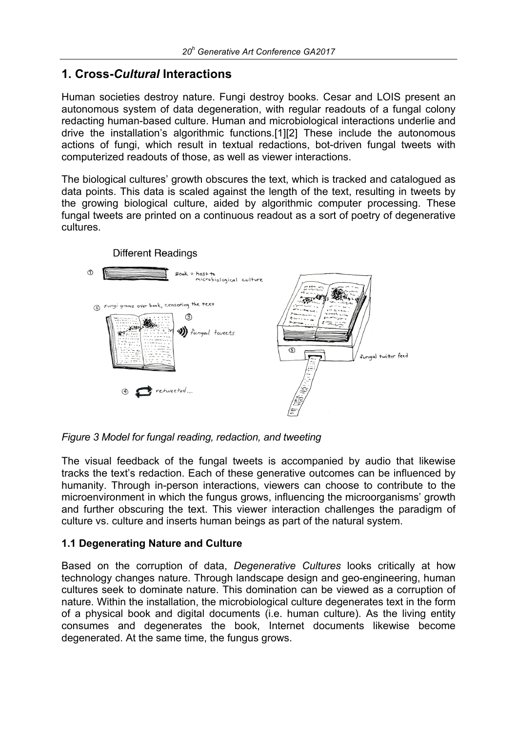## 1. Cross-*Cultural* Interactions

Human societies destroy nature. Fungi destroy books. Cesar and LOIS present an autonomous system of data degeneration, with regular readouts of a fungal colony redacting human-based culture. Human and microbiological interactions underlie and drive the installation's algorithmic functions.[1][2] These include the autonomous actions of fungi, which result in textual redactions, bot-driven fungal tweets with computerized readouts of those, as well as viewer interactions.

The biological cultures' growth obscures the text, which is tracked and catalogued as data points. This data is scaled against the length of the text, resulting in tweets by the growing biological culture, aided by algorithmic computer processing. These fungal tweets are printed on a continuous readout as a sort of poetry of degenerative cultures.

*Figure 3 Model for fungal reading, redaction, and tweeting*

The visual feedback of the fungal tweets is accompanied by audio that likewise tracks the text's redaction. Each of these generative outcomes can be influenced by humanity. Through in-person interactions, viewers can choose to contribute to the microenvironment in which the fungus grows, influencing the microorganisms' growth and further obscuring the text. This viewer interaction challenges the paradigm of culture vs. culture and inserts human beings as part of the natural system.

### 1.1 Degenerating Nature and Culture

Based on the corruption of data, *Degenerative Cultures* looks critically at how technology changes nature. Through landscape design and geo-engineering, human cultures seek to dominate nature. This domination can be viewed as a corruption of nature. Within the installation, the microbiological culture degenerates text in the form of a physical book and digital documents (i.e. human culture). As the living entity consumes and degenerates the book, Internet documents likewise become degenerated. At the same time, the fungus grows.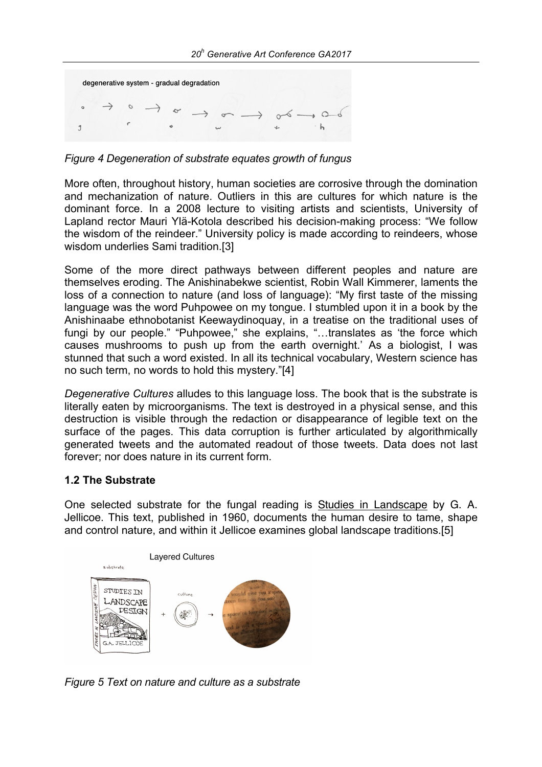*Figure 4 Degeneration of substrate equates growth of fungus*

More often, throughout history, human societies are corrosive through the domination and mechanization of nature. Outliers in this are cultures for which nature is the dominant force. In a 2008 lecture to visiting artists and scientists, University of Lapland rector Mauri Ylä-Kotola described his decision-making process: "We follow the wisdom of the reindeer." University policy is made according to reindeers, whose wisdom underlies Sami tradition.[3]

Some of the more direct pathways between different peoples and nature are themselves eroding. The Anishinabekwe scientist, Robin Wall Kimmerer, laments the loss of a connection to nature (and loss of language): "My first taste of the missing language was the word Puhpowee on my tongue. I stumbled upon it in a book by the Anishinaabe ethnobotanist Keewaydinoquay, in a treatise on the traditional uses of fungi by our people." "Puhpowee," she explains, "…translates as 'the force which causes mushrooms to push up from the earth overnight.' As a biologist, I was stunned that such a word existed. In all its technical vocabulary, Western science has no such term, no words to hold this mystery."[4]

*Degenerative Cultures* alludes to this language loss. The book that is the substrate is literally eaten by microorganisms. The text is destroyed in a physical sense, and this destruction is visible through the redaction or disappearance of legible text on the surface of the pages. This data corruption is further articulated by algorithmically generated tweets and the automated readout of those tweets. Data does not last forever; nor does nature in its current form.

### 1.2 The Substrate

One selected substrate for the fungal reading is Studies in Landscape by G. A. Jellicoe. This text, published in 1960, documents the human desire to tame, shape and control nature, and within it Jellicoe examines global landscape traditions.[5]

*Figure 5 Text on nature and culture as a substrate*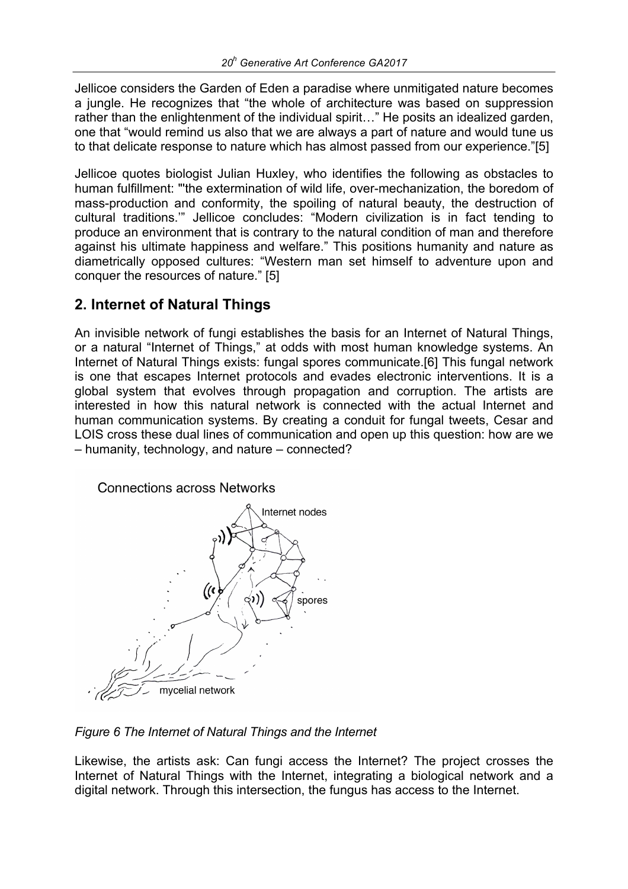Jellicoe considers the Garden of Eden a paradise where unmitigated nature becomes a jungle. He recognizes that "the whole of architecture was based on suppression rather than the enlightenment of the individual spirit…" He posits an idealized garden, one that "would remind us also that we are always a part of nature and would tune us to that delicate response to nature which has almost passed from our experience."[5]

Jellicoe quotes biologist Julian Huxley, who identifies the following as obstacles to human fulfillment: "'the extermination of wild life, over-mechanization, the boredom of mass-production and conformity, the spoiling of natural beauty, the destruction of cultural traditions.'" Jellicoe concludes: "Modern civilization is in fact tending to produce an environment that is contrary to the natural condition of man and therefore against his ultimate happiness and welfare." This positions humanity and nature as diametrically opposed cultures: "Western man set himself to adventure upon and conquer the resources of nature." [5]

## 2. Internet of Natural Things

An invisible network of fungi establishes the basis for an Internet of Natural Things, or a natural "Internet of Things," at odds with most human knowledge systems. An Internet of Natural Things exists: fungal spores communicate.[6] This fungal network is one that escapes Internet protocols and evades electronic interventions. It is a global system that evolves through propagation and corruption. The artists are interested in how this natural network is connected with the actual Internet and human communication systems. By creating a conduit for fungal tweets, Cesar and LOIS cross these dual lines of communication and open up this question: how are we – humanity, technology, and nature – connected?

*Figure 6 The Internet of Natural Things and the Internet*

Likewise, the artists ask: Can fungi access the Internet? The project crosses the Internet of Natural Things with the Internet, integrating a biological network and a digital network. Through this intersection, the fungus has access to the Internet.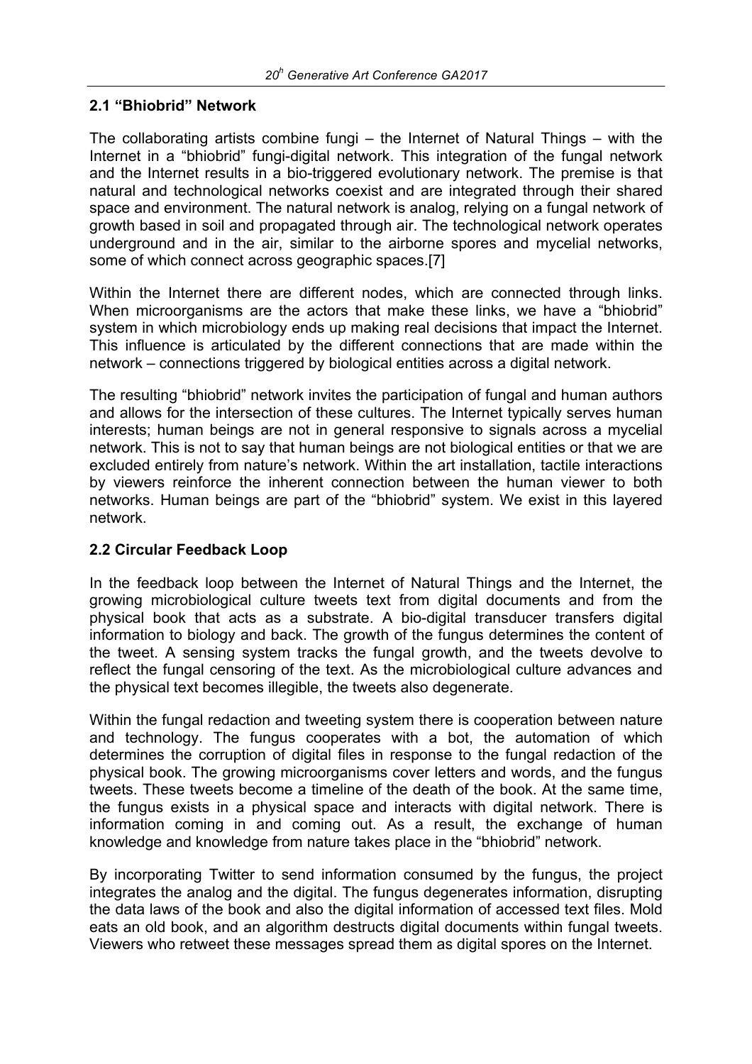## 2.1 “Bhiobrid” Network

The collaborating artists combine fungi – the Internet of Natural Things – with the Internet in a “bhiobrid” fungi-digital network. This integration of the fungal network and the Internet results in a bio-triggered evolutionary network. The premise is that natural and technological networks coexist and are integrated through their shared space and environment. The natural network is analog, relying on a fungal network of growth based in soil and propagated through air. The technological network operates underground and in the air, similar to the airborne spores and mycelial networks, some of which connect across geographic spaces.[7]

Within the Internet there are different nodes, which are connected through links. When microorganisms are the actors that make these links, we have a “bhiobrid” system in which microbiology ends up making real decisions that impact the Internet. This influence is articulated by the different connections that are made within the network – connections triggered by biological entities across a digital network.

The resulting “bhiobrid” network invites the participation of fungal and human authors and allows for the intersection of these cultures. The Internet typically serves human interests; human beings are not in general responsive to signals across a mycelial network. This is not to say that human beings are not biological entities or that we are excluded entirely from nature’s network. Within the art installation, tactile interactions by viewers reinforce the inherent connection between the human viewer to both networks. Human beings are part of the “bhiobrid” system. We exist in this layered network.

## 2.2 Circular Feedback Loop

In the feedback loop between the Internet of Natural Things and the Internet, the growing microbiological culture tweets text from digital documents and from the physical book that acts as a substrate. A bio-digital transducer transfers digital information to biology and back. The growth of the fungus determines the content of the tweet. A sensing system tracks the fungal growth, and the tweets devolve to reflect the fungal censoring of the text. As the microbiological culture advances and the physical text becomes illegible, the tweets also degenerate.

Within the fungal redaction and tweeting system there is cooperation between nature and technology. The fungus cooperates with a bot, the automation of which determines the corruption of digital files in response to the fungal redaction of the physical book. The growing microorganisms cover letters and words, and the fungus tweets. These tweets become a timeline of the death of the book. At the same time, the fungus exists in a physical space and interacts with digital network. There is information coming in and coming out. As a result, the exchange of human knowledge and knowledge from nature takes place in the “bhiobrid” network.

By incorporating Twitter to send information consumed by the fungus, the project integrates the analog and the digital. The fungus degenerates information, disrupting the data laws of the book and also the digital information of accessed text files. Mold eats an old book, and an algorithm destructs digital documents within fungal tweets. Viewers who retweet these messages spread them as digital spores on the Internet.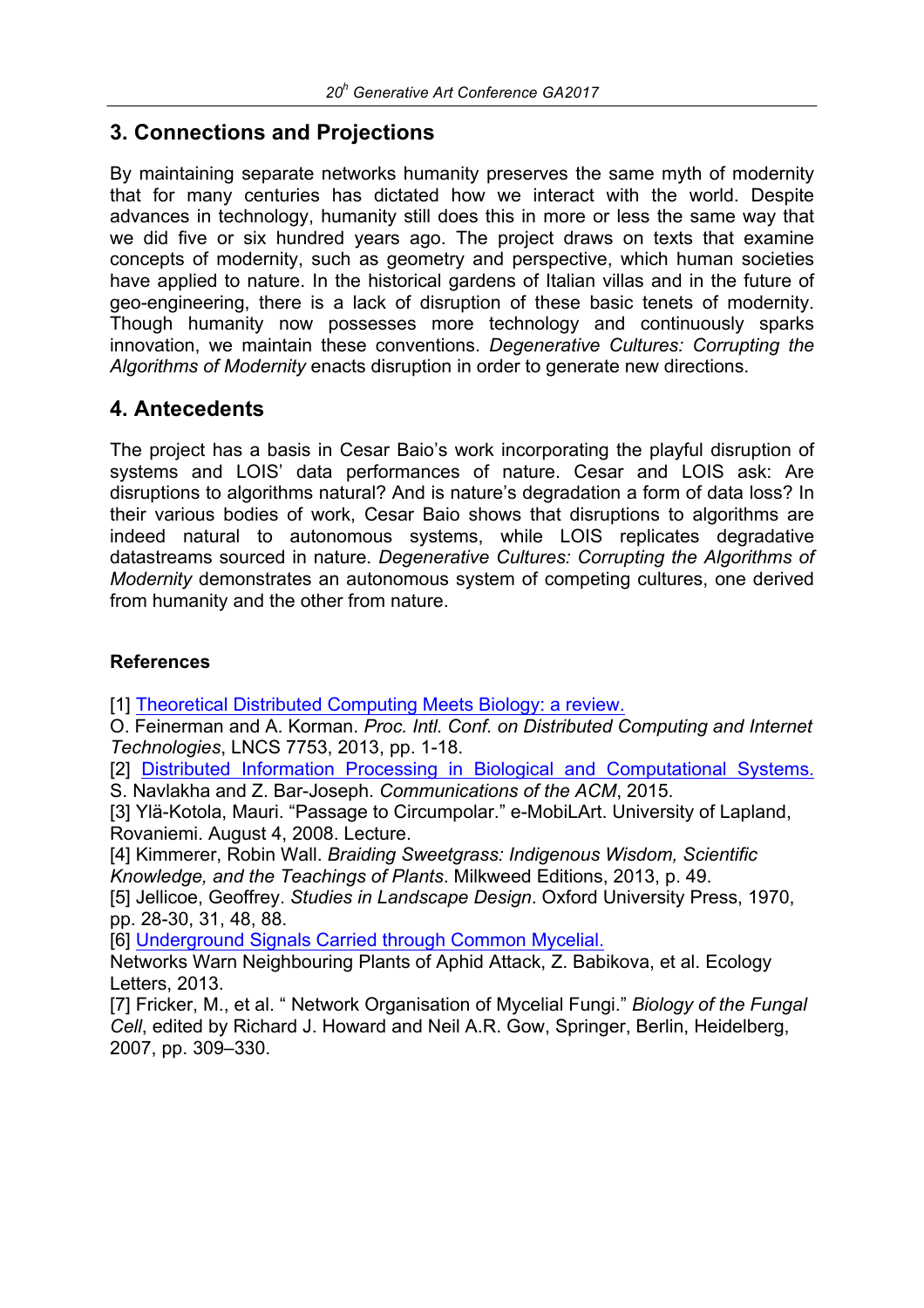## 3. Connections and Projections

By maintaining separate networks humanity preserves the same myth of modernity that for many centuries has dictated how we interact with the world. Despite advances in technology, humanity still does this in more or less the same way that we did five or six hundred years ago. The project draws on texts that examine concepts of modernity, such as geometry and perspective, which human societies have applied to nature. In the historical gardens of Italian villas and in the future of geo-engineering, there is a lack of disruption of these basic tenets of modernity. Though humanity now possesses more technology and continuously sparks innovation, we maintain these conventions. *Degenerative Cultures: Corrupting the Algorithms of Modernity* enacts disruption in order to generate new directions.

## 4. Antecedents

The project has a basis in Cesar Baio's work incorporating the playful disruption of systems and LOIS' data performances of nature. Cesar and LOIS ask: Are disruptions to algorithms natural? And is nature's degradation a form of data loss? In their various bodies of work, Cesar Baio shows that disruptions to algorithms are indeed natural to autonomous systems, while LOIS replicates degradative datastreams sourced in nature. *Degenerative Cultures: Corrupting the Algorithms of Modernity* demonstrates an autonomous system of competing cultures, one derived from humanity and the other from nature.

### References

[1] Theoretical Distributed Computing Meets Biology: a review.
O. Feinerman and A. Korman. *Proc. Intl. Conf. on Distributed Computing and Internet Technologies*, LNCS 7753, 2013, pp. 1-18.

[2] Distributed Information Processing in Biological and Computational Systems.
S. Navlakha and Z. Bar-Joseph. *Communications of the ACM*, 2015.

[3] Ylä-Kotola, Mauri. "Passage to Circumpolar." e-MobiLArt. University of Lapland, Rovaniemi. August 4, 2008. Lecture.

[4] Kimmerer, Robin Wall. *Braiding Sweetgrass: Indigenous Wisdom, Scientific Knowledge, and the Teachings of Plants*. Milkweed Editions, 2013, p. 49.

[5] Jellicoe, Geoffrey. *Studies in Landscape Design*. Oxford University Press, 1970, pp. 28-30, 31, 48, 88.

[6] Underground Signals Carried through Common Mycelial.
Networks Warn Neighbouring Plants of Aphid Attack, Z. Babikova, et al. Ecology Letters, 2013.

[7] Fricker, M., et al. " Network Organisation of Mycelial Fungi." *Biology of the Fungal Cell*, edited by Richard J. Howard and Neil A.R. Gow, Springer, Berlin, Heidelberg, 2007, pp. 309–330.